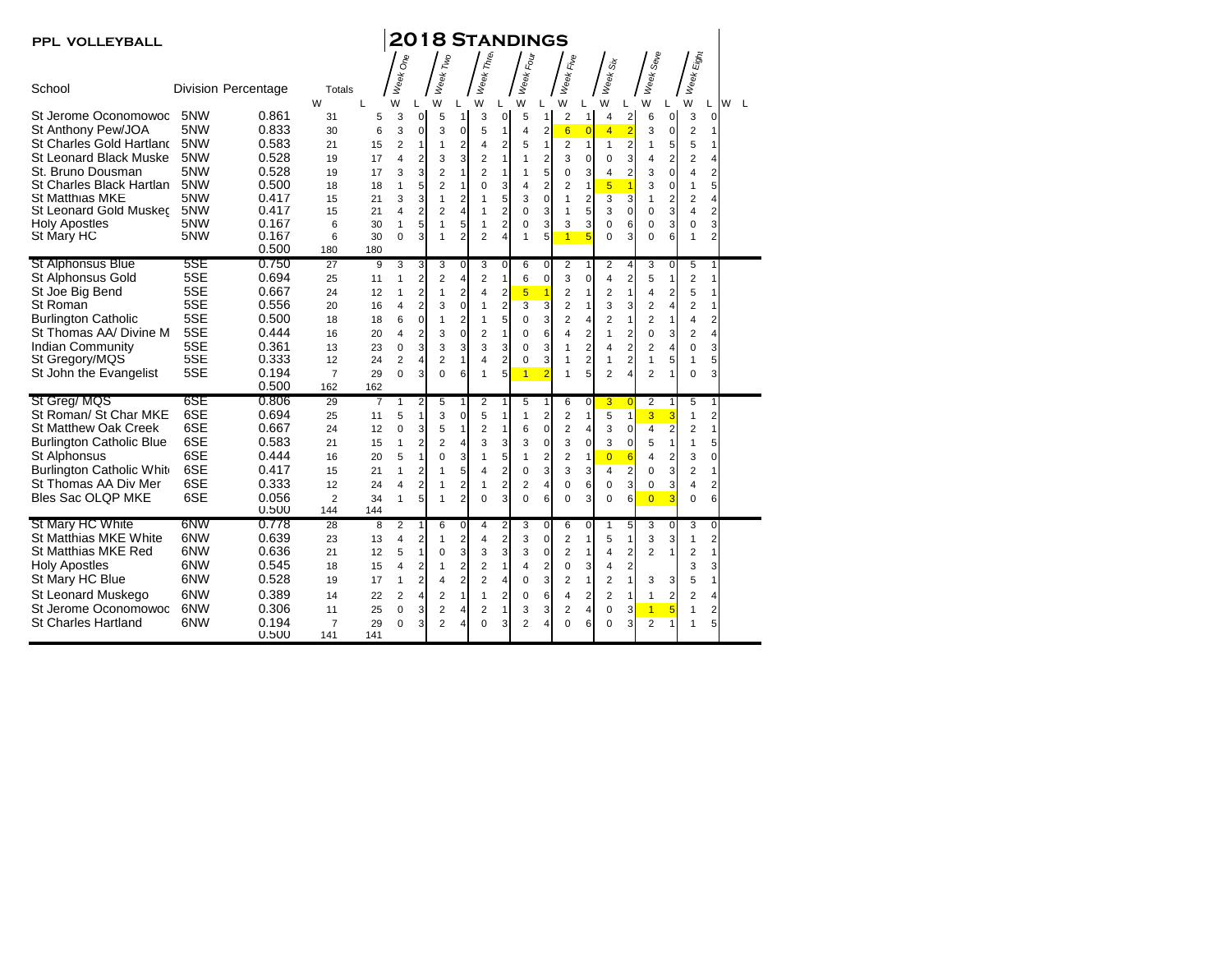**PPL VOLLEYBALL**

# 2018 Standings

| School | Division | Percentage | Totals | | Week One | | Week Two | | Week Thre | | Week Four | | Week Five | | Week Six | | Week Seve | | Week Eight | | | |
|---|---|---|---|---|---|---|---|---|---|---|---|---|---|---|---|---|---|---|---|---|---|---|
| | | | W | L | W | L | W | L | W | L | W | L | W | L | W | L | W | L | W | L | W | L |
| St Jerome Oconomowoc | 5NW | 0.861 | 31 | 5 | 3 | 0 | 5 | 1 | 3 | 0 | 5 | 1 | 2 | 1 | 4 | 2 | 6 | 0 | 3 | 0 | | |
| St Anthony Pew/JOA | 5NW | 0.833 | 30 | 6 | 3 | 0 | 3 | 0 | 5 | 1 | 4 | 2 | 6 | 0 | 4 | 2 | 3 | 0 | 2 | 1 | | |
| St Charles Gold Hartland | 5NW | 0.583 | 21 | 15 | 2 | 1 | 1 | 2 | 4 | 2 | 5 | 1 | 2 | 1 | 1 | 2 | 1 | 5 | 5 | 1 | | |
| St Leonard Black Muske | 5NW | 0.528 | 19 | 17 | 4 | 2 | 3 | 3 | 2 | 1 | 1 | 2 | 3 | 0 | 0 | 3 | 4 | 2 | 2 | 4 | | |
| St. Bruno Dousman | 5NW | 0.528 | 19 | 17 | 3 | 3 | 2 | 1 | 2 | 1 | 1 | 5 | 0 | 3 | 4 | 2 | 3 | 0 | 4 | 2 | | |
| St Charles Black Hartlan | 5NW | 0.500 | 18 | 18 | 1 | 5 | 2 | 1 | 0 | 3 | 4 | 2 | 2 | 1 | 5 | 1 | 3 | 0 | 1 | 5 | | |
| St Matthias MKE | 5NW | 0.417 | 15 | 21 | 3 | 3 | 1 | 2 | 1 | 5 | 3 | 0 | 1 | 2 | 3 | 3 | 1 | 2 | 2 | 4 | | |
| St Leonard Gold Muskeg | 5NW | 0.417 | 15 | 21 | 4 | 2 | 2 | 4 | 1 | 2 | 0 | 3 | 1 | 5 | 3 | 0 | 0 | 3 | 4 | 2 | | |
| Holy Apostles | 5NW | 0.167 | 6 | 30 | 1 | 5 | 1 | 5 | 1 | 2 | 0 | 3 | 3 | 3 | 0 | 6 | 0 | 3 | 0 | 3 | | |
| St Mary HC | 5NW | 0.167 | 6 | 30 | 0 | 3 | 1 | 2 | 2 | 4 | 1 | 5 | 1 | 5 | 0 | 3 | 0 | 6 | 1 | 2 | | |
| | | 0.500 | 180 | 180 | | | | | | | | | | | | | | | | | | |
| St Alphonsus Blue | 5SE | 0.750 | 27 | 9 | 3 | 3 | 3 | 0 | 3 | 0 | 6 | 0 | 2 | 1 | 2 | 4 | 3 | 0 | 5 | 1 | | |
| St Alphonsus Gold | 5SE | 0.694 | 25 | 11 | 1 | 2 | 2 | 4 | 2 | 1 | 6 | 0 | 3 | 0 | 4 | 2 | 5 | 1 | 2 | 1 | | |
| St Joe Big Bend | 5SE | 0.667 | 24 | 12 | 1 | 2 | 1 | 2 | 4 | 2 | 5 | 1 | 2 | 1 | 2 | 1 | 4 | 2 | 5 | 1 | | |
| St Roman | 5SE | 0.556 | 20 | 16 | 4 | 2 | 3 | 0 | 1 | 2 | 3 | 3 | 2 | 1 | 3 | 3 | 2 | 4 | 2 | 1 | | |
| Burlington Catholic | 5SE | 0.500 | 18 | 18 | 6 | 0 | 1 | 2 | 1 | 5 | 0 | 3 | 2 | 4 | 2 | 1 | 2 | 1 | 4 | 2 | | |
| St Thomas AA/ Divine M | 5SE | 0.444 | 16 | 20 | 4 | 2 | 3 | 0 | 2 | 1 | 0 | 6 | 4 | 2 | 1 | 2 | 0 | 3 | 2 | 4 | | |
| Indian Community | 5SE | 0.361 | 13 | 23 | 0 | 3 | 3 | 3 | 3 | 3 | 0 | 3 | 1 | 2 | 4 | 2 | 2 | 4 | 0 | 3 | | |
| St Gregory/MQS | 5SE | 0.333 | 12 | 24 | 2 | 4 | 2 | 1 | 4 | 2 | 0 | 3 | 1 | 2 | 1 | 2 | 1 | 5 | 1 | 5 | | |
| St John the Evangelist | 5SE | 0.194 | 7 | 29 | 0 | 3 | 0 | 6 | 1 | 5 | 1 | 2 | 1 | 5 | 2 | 4 | 2 | 1 | 0 | 3 | | |
| | | 0.500 | 162 | 162 | | | | | | | | | | | | | | | | | | |
| St Greg/ MQS | 6SE | 0.806 | 29 | 7 | 1 | 2 | 5 | 1 | 2 | 1 | 5 | 1 | 6 | 0 | 3 | 0 | 2 | 1 | 5 | 1 | | |
| St Roman/ St Char MKE | 6SE | 0.694 | 25 | 11 | 5 | 1 | 3 | 0 | 5 | 1 | 1 | 2 | 2 | 1 | 5 | 1 | 3 | 3 | 1 | 2 | | |
| St Matthew Oak Creek | 6SE | 0.667 | 24 | 12 | 0 | 3 | 5 | 1 | 2 | 1 | 6 | 0 | 2 | 4 | 3 | 0 | 4 | 2 | 2 | 1 | | |
| Burlington Catholic Blue | 6SE | 0.583 | 21 | 15 | 1 | 2 | 2 | 4 | 3 | 3 | 3 | 0 | 3 | 0 | 3 | 0 | 5 | 1 | 1 | 5 | | |
| St Alphonsus | 6SE | 0.444 | 16 | 20 | 5 | 1 | 0 | 3 | 1 | 5 | 1 | 2 | 2 | 1 | 0 | 6 | 4 | 2 | 3 | 0 | | |
| Burlington Catholic Whit | 6SE | 0.417 | 15 | 21 | 1 | 2 | 1 | 5 | 4 | 2 | 0 | 3 | 3 | 3 | 4 | 2 | 0 | 3 | 2 | 1 | | |
| St Thomas AA Div Mer | 6SE | 0.333 | 12 | 24 | 4 | 2 | 1 | 2 | 1 | 2 | 2 | 4 | 0 | 6 | 0 | 3 | 0 | 3 | 4 | 2 | | |
| Bles Sac OLQP MKE | 6SE | 0.056 | 2 | 34 | 1 | 5 | 1 | 2 | 0 | 3 | 0 | 6 | 0 | 3 | 0 | 6 | 0 | 3 | 0 | 6 | | |
| | | 0.500 | 144 | 144 | | | | | | | | | | | | | | | | | | |
| St Mary HC White | 6NW | 0.778 | 28 | 8 | 2 | 1 | 6 | 0 | 4 | 2 | 3 | 0 | 6 | 0 | 1 | 5 | 3 | 0 | 3 | 0 | | |
| St Matthias MKE White | 6NW | 0.639 | 23 | 13 | 4 | 2 | 1 | 2 | 4 | 2 | 3 | 0 | 2 | 1 | 5 | 1 | 3 | 3 | 1 | 2 | | |
| St Matthias MKE Red | 6NW | 0.636 | 21 | 12 | 5 | 1 | 0 | 3 | 3 | 3 | 3 | 0 | 2 | 1 | 4 | 2 | 2 | 1 | 2 | 1 | | |
| Holy Apostles | 6NW | 0.545 | 18 | 15 | 4 | 2 | 1 | 2 | 2 | 1 | 4 | 2 | 0 | 3 | 4 | 2 | | | 3 | 3 | | |
| St Mary HC Blue | 6NW | 0.528 | 19 | 17 | 1 | 2 | 4 | 2 | 2 | 4 | 0 | 3 | 2 | 1 | 2 | 1 | 3 | 3 | 5 | 1 | | |
| St Leonard Muskego | 6NW | 0.389 | 14 | 22 | 2 | 4 | 2 | 1 | 1 | 2 | 0 | 6 | 4 | 2 | 2 | 1 | 1 | 2 | 2 | 4 | | |
| St Jerome Oconomowoc | 6NW | 0.306 | 11 | 25 | 0 | 3 | 2 | 4 | 2 | 1 | 3 | 3 | 2 | 4 | 0 | 3 | 1 | 5 | 1 | 2 | | |
| St Charles Hartland | 6NW | 0.194 | 7 | 29 | 0 | 3 | 2 | 4 | 0 | 3 | 2 | 4 | 0 | 6 | 0 | 3 | 2 | 1 | 1 | 5 | | |
| | | 0.500 | 141 | 141 | | | | | | | | | | | | | | | | | | |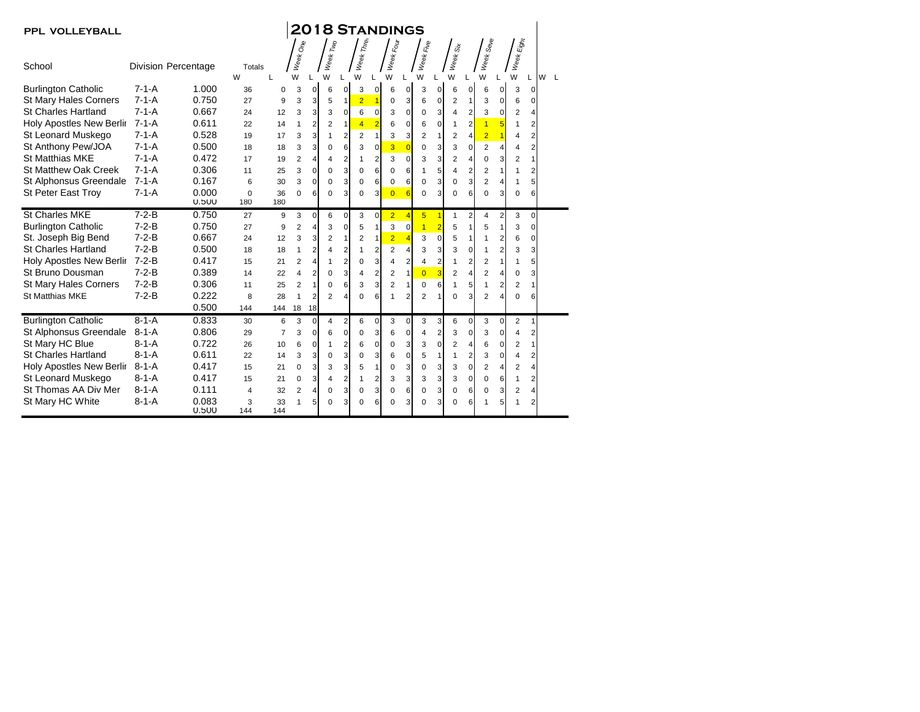**PPL VOLLEYBALL**

# 2018 Standings

| School | Division | Percentage | Totals W | Totals L | Week One W | Week One L | Week Two W | Week Two L | Week Three W | Week Three L | Week Four W | Week Four L | Week Five W | Week Five L | Week Six W | Week Six L | Week Seven W | Week Seven L | Week Eight W | Week Eight L | W | L |
|---|---|---|---|---|---|---|---|---|---|---|---|---|---|---|---|---|---|---|---|---|---|---|
| Burlington Catholic | 7-1-A | 1.000 | 36 | 0 | 3 | 0 | 6 | 0 | 3 | 0 | 6 | 0 | 3 | 0 | 6 | 0 | 6 | 0 | 3 | 0 | | |
| St Mary Hales Corners | 7-1-A | 0.750 | 27 | 9 | 3 | 3 | 5 | 1 | 2 | 1 | 0 | 3 | 6 | 0 | 2 | 1 | 3 | 0 | 6 | 0 | | |
| St Charles Hartland | 7-1-A | 0.667 | 24 | 12 | 3 | 3 | 3 | 0 | 6 | 0 | 3 | 0 | 0 | 3 | 4 | 2 | 3 | 0 | 2 | 4 | | |
| Holy Apostles New Berlin | 7-1-A | 0.611 | 22 | 14 | 1 | 2 | 2 | 1 | 4 | 2 | 6 | 0 | 6 | 0 | 1 | 2 | 1 | 5 | 1 | 2 | | |
| St Leonard Muskego | 7-1-A | 0.528 | 19 | 17 | 3 | 3 | 1 | 2 | 2 | 1 | 3 | 3 | 2 | 1 | 2 | 4 | 2 | 1 | 4 | 2 | | |
| St Anthony Pew/JOA | 7-1-A | 0.500 | 18 | 18 | 3 | 3 | 0 | 6 | 3 | 0 | 3 | 0 | 0 | 3 | 3 | 0 | 2 | 4 | 4 | 2 | | |
| St Matthias MKE | 7-1-A | 0.472 | 17 | 19 | 2 | 4 | 4 | 2 | 1 | 2 | 3 | 0 | 3 | 3 | 2 | 4 | 0 | 3 | 2 | 1 | | |
| St Matthew Oak Creek | 7-1-A | 0.306 | 11 | 25 | 3 | 0 | 0 | 3 | 0 | 6 | 0 | 6 | 1 | 5 | 4 | 2 | 2 | 1 | 1 | 2 | | |
| St Alphonsus Greendale | 7-1-A | 0.167 | 6 | 30 | 3 | 0 | 0 | 3 | 0 | 6 | 0 | 6 | 0 | 3 | 0 | 3 | 2 | 4 | 1 | 5 | | |
| St Peter East Troy | 7-1-A | 0.000 | 0 | 36 | 0 | 6 | 0 | 3 | 0 | 3 | 0 | 6 | 0 | 3 | 0 | 6 | 0 | 3 | 0 | 6 | | |
| | | 0.500 | 180 | 180 | | | | | | | | | | | | | | | | | | |
| St Charles MKE | 7-2-B | 0.750 | 27 | 9 | 3 | 0 | 6 | 0 | 3 | 0 | 2 | 4 | 5 | 1 | 1 | 2 | 4 | 2 | 3 | 0 | | |
| Burlington Catholic | 7-2-B | 0.750 | 27 | 9 | 2 | 4 | 3 | 0 | 5 | 1 | 3 | 0 | 1 | 2 | 5 | 1 | 5 | 1 | 3 | 0 | | |
| St. Joseph Big Bend | 7-2-B | 0.667 | 24 | 12 | 3 | 3 | 2 | 1 | 2 | 1 | 2 | 4 | 3 | 0 | 5 | 1 | 1 | 2 | 6 | 0 | | |
| St Charles Hartland | 7-2-B | 0.500 | 18 | 18 | 1 | 2 | 4 | 2 | 1 | 2 | 2 | 4 | 3 | 3 | 3 | 0 | 1 | 2 | 3 | 3 | | |
| Holy Apostles New Berlin | 7-2-B | 0.417 | 15 | 21 | 2 | 4 | 1 | 2 | 0 | 3 | 4 | 2 | 4 | 2 | 1 | 2 | 2 | 1 | 1 | 5 | | |
| St Bruno Dousman | 7-2-B | 0.389 | 14 | 22 | 4 | 2 | 0 | 3 | 4 | 2 | 2 | 1 | 0 | 3 | 2 | 4 | 2 | 4 | 0 | 3 | | |
| St Mary Hales Corners | 7-2-B | 0.306 | 11 | 25 | 2 | 1 | 0 | 6 | 3 | 3 | 2 | 1 | 0 | 6 | 1 | 5 | 1 | 2 | 2 | 1 | | |
| St Matthias MKE | 7-2-B | 0.222 | 8 | 28 | 1 | 2 | 2 | 4 | 0 | 6 | 1 | 2 | 2 | 1 | 0 | 3 | 2 | 4 | 0 | 6 | | |
| | | 0.500 | 144 | 144 | 18 | 18 | | | | | | | | | | | | | | | | |
| Burlington Catholic | 8-1-A | 0.833 | 30 | 6 | 3 | 0 | 4 | 2 | 6 | 0 | 3 | 0 | 3 | 3 | 6 | 0 | 3 | 0 | 2 | 1 | | |
| St Alphonsus Greendale | 8-1-A | 0.806 | 29 | 7 | 3 | 0 | 6 | 0 | 0 | 3 | 6 | 0 | 4 | 2 | 3 | 0 | 3 | 0 | 4 | 2 | | |
| St Mary HC Blue | 8-1-A | 0.722 | 26 | 10 | 6 | 0 | 1 | 2 | 6 | 0 | 0 | 3 | 3 | 0 | 2 | 4 | 6 | 0 | 2 | 1 | | |
| St Charles Hartland | 8-1-A | 0.611 | 22 | 14 | 3 | 3 | 0 | 3 | 0 | 3 | 6 | 0 | 5 | 1 | 1 | 2 | 3 | 0 | 4 | 2 | | |
| Holy Apostles New Berlin | 8-1-A | 0.417 | 15 | 21 | 0 | 3 | 3 | 3 | 5 | 1 | 0 | 3 | 0 | 3 | 3 | 0 | 2 | 4 | 2 | 4 | | |
| St Leonard Muskego | 8-1-A | 0.417 | 15 | 21 | 0 | 3 | 4 | 2 | 1 | 2 | 3 | 3 | 3 | 3 | 3 | 0 | 0 | 6 | 1 | 2 | | |
| St Thomas AA Div Mer | 8-1-A | 0.111 | 4 | 32 | 2 | 4 | 0 | 3 | 0 | 3 | 0 | 6 | 0 | 3 | 0 | 6 | 0 | 3 | 2 | 4 | | |
| St Mary HC White | 8-1-A | 0.083 | 3 | 33 | 1 | 5 | 0 | 3 | 0 | 6 | 0 | 3 | 0 | 3 | 0 | 6 | 1 | 5 | 1 | 2 | | |
| | | 0.500 | 144 | 144 | | | | | | | | | | | | | | | | | | |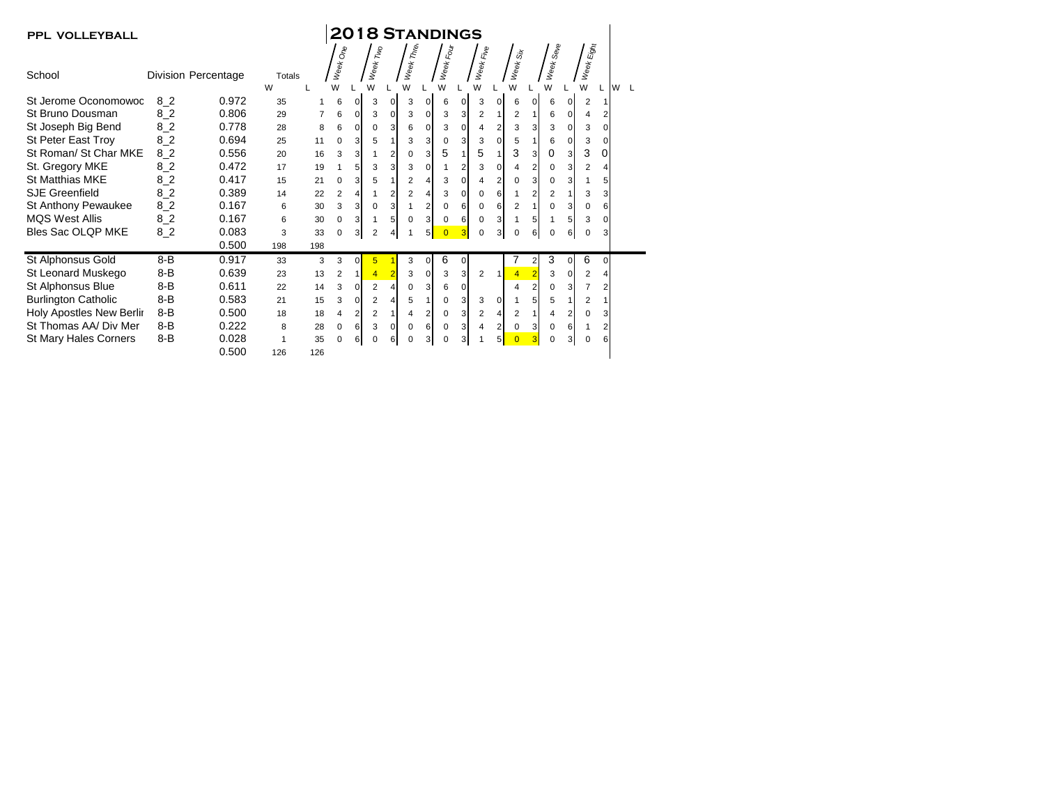**PPL VOLLEYBALL**

# 2018 Standings

| School | Division | Percentage | Totals W | Totals L | Week One W | Week One L | Week Two W | Week Two L | Week Three W | Week Three L | Week Four W | Week Four L | Week Five W | Week Five L | Week Six W | Week Six L | Week Seven W | Week Seven L | Week Eight W | Week Eight L | W | L |
|---|---|---|---|---|---|---|---|---|---|---|---|---|---|---|---|---|---|---|---|---|---|---|
| St Jerome Oconomowoc | 8_2 | 0.972 | 35 | 1 | 6 | 0 | 3 | 0 | 3 | 0 | 6 | 0 | 3 | 0 | 6 | 0 | 6 | 0 | 2 | 1 | | |
| St Bruno Dousman | 8_2 | 0.806 | 29 | 7 | 6 | 0 | 3 | 0 | 3 | 0 | 3 | 3 | 2 | 1 | 2 | 1 | 6 | 0 | 4 | 2 | | |
| St Joseph Big Bend | 8_2 | 0.778 | 28 | 8 | 6 | 0 | 0 | 3 | 6 | 0 | 3 | 0 | 4 | 2 | 3 | 3 | 3 | 0 | 3 | 0 | | |
| St Peter East Troy | 8_2 | 0.694 | 25 | 11 | 0 | 3 | 5 | 1 | 3 | 3 | 0 | 3 | 3 | 0 | 5 | 1 | 6 | 0 | 3 | 0 | | |
| St Roman/ St Char MKE | 8_2 | 0.556 | 20 | 16 | 3 | 3 | 1 | 2 | 0 | 3 | 5 | 1 | 5 | 1 | 3 | 3 | 0 | 3 | 3 | 0 | | |
| St. Gregory MKE | 8_2 | 0.472 | 17 | 19 | 1 | 5 | 3 | 3 | 3 | 0 | 1 | 2 | 3 | 0 | 4 | 2 | 0 | 3 | 2 | 4 | | |
| St Matthias MKE | 8_2 | 0.417 | 15 | 21 | 0 | 3 | 5 | 1 | 2 | 4 | 3 | 0 | 4 | 2 | 0 | 3 | 0 | 3 | 1 | 5 | | |
| SJE Greenfield | 8_2 | 0.389 | 14 | 22 | 2 | 4 | 1 | 2 | 2 | 4 | 3 | 0 | 0 | 6 | 1 | 2 | 2 | 1 | 3 | 3 | | |
| St Anthony Pewaukee | 8_2 | 0.167 | 6 | 30 | 3 | 3 | 0 | 3 | 1 | 2 | 0 | 6 | 0 | 6 | 2 | 1 | 0 | 3 | 0 | 6 | | |
| MQS West Allis | 8_2 | 0.167 | 6 | 30 | 0 | 3 | 1 | 5 | 0 | 3 | 0 | 6 | 0 | 3 | 1 | 5 | 1 | 5 | 3 | 0 | | |
| Bles Sac OLQP MKE | 8_2 | 0.083 | 3 | 33 | 0 | 3 | 2 | 4 | 1 | 5 | 0 | 3 | 0 | 3 | 0 | 6 | 0 | 6 | 0 | 3 | | |
| | | 0.500 | 198 | 198 | | | | | | | | | | | | | | | | | | |
| St Alphonsus Gold | 8-B | 0.917 | 33 | 3 | 3 | 0 | 5 | 1 | 3 | 0 | 6 | 0 | | | 7 | 2 | 3 | 0 | 6 | 0 | | |
| St Leonard Muskego | 8-B | 0.639 | 23 | 13 | 2 | 1 | 4 | 2 | 3 | 0 | 3 | 3 | 2 | 1 | 4 | 2 | 3 | 0 | 2 | 4 | | |
| St Alphonsus Blue | 8-B | 0.611 | 22 | 14 | 3 | 0 | 2 | 4 | 0 | 3 | 6 | 0 | | | 4 | 2 | 0 | 3 | 7 | 2 | | |
| Burlington Catholic | 8-B | 0.583 | 21 | 15 | 3 | 0 | 2 | 4 | 5 | 1 | 0 | 3 | 3 | 0 | 1 | 5 | 5 | 1 | 2 | 1 | | |
| Holy Apostles New Berlin | 8-B | 0.500 | 18 | 18 | 4 | 2 | 2 | 1 | 4 | 2 | 0 | 3 | 2 | 4 | 2 | 1 | 4 | 2 | 0 | 3 | | |
| St Thomas AA/ Div Mer | 8-B | 0.222 | 8 | 28 | 0 | 6 | 3 | 0 | 0 | 6 | 0 | 3 | 4 | 2 | 0 | 3 | 0 | 6 | 1 | 2 | | |
| St Mary Hales Corners | 8-B | 0.028 | 1 | 35 | 0 | 6 | 0 | 6 | 0 | 3 | 0 | 3 | 1 | 5 | 0 | 3 | 0 | 3 | 0 | 6 | | |
| | | 0.500 | 126 | 126 | | | | | | | | | | | | | | | | | | |